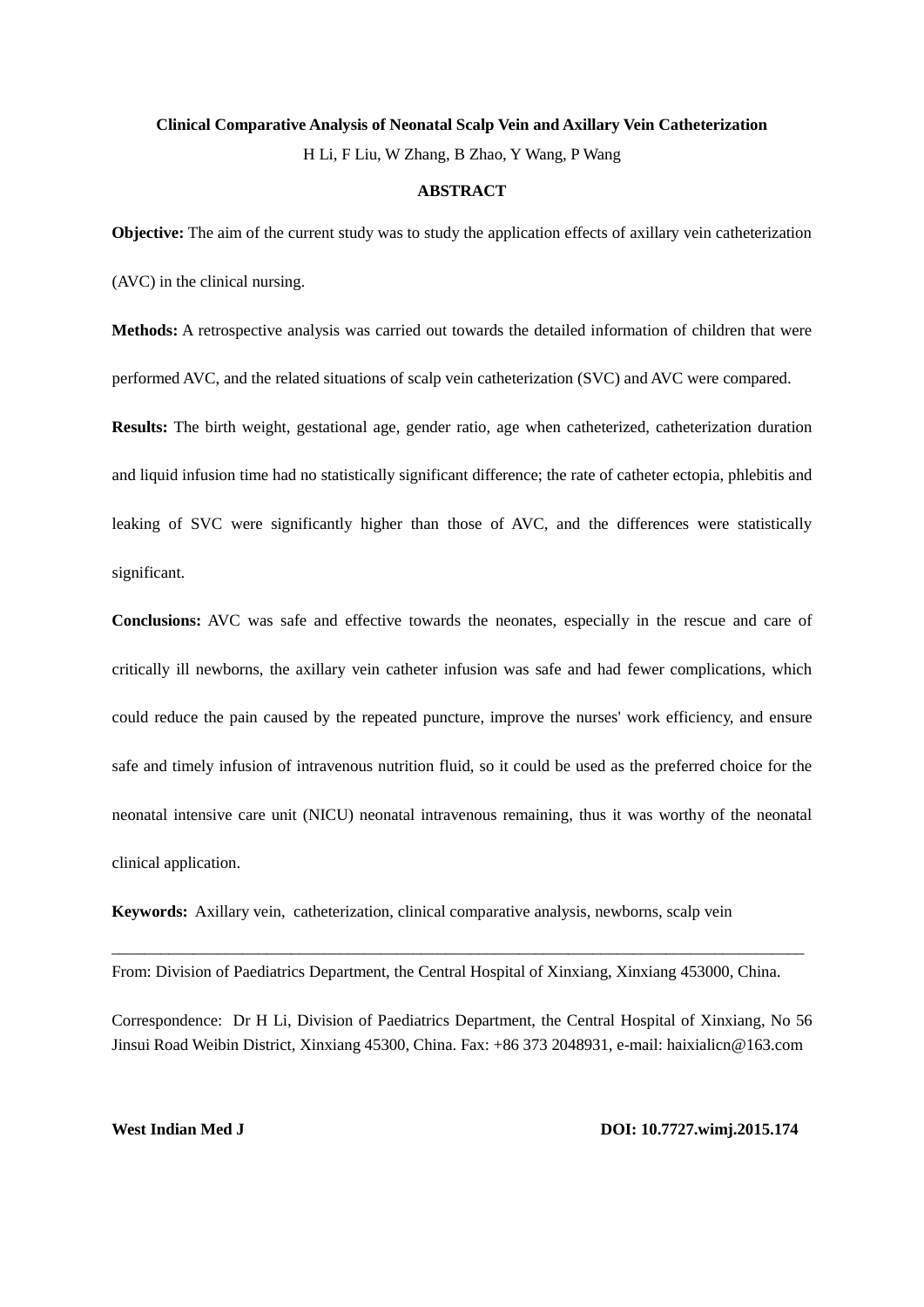# Clinical Comparative Analysis of Neonatal Scalp Vein and Axillary Vein Catheterization

H Li, F Liu, W Zhang, B Zhao, Y Wang, P Wang

## ABSTRACT

**Objective:** The aim of the current study was to study the application effects of axillary vein catheterization (AVC) in the clinical nursing.

**Methods:** A retrospective analysis was carried out towards the detailed information of children that were performed AVC, and the related situations of scalp vein catheterization (SVC) and AVC were compared.

**Results:** The birth weight, gestational age, gender ratio, age when catheterized, catheterization duration and liquid infusion time had no statistically significant difference; the rate of catheter ectopia, phlebitis and leaking of SVC were significantly higher than those of AVC, and the differences were statistically significant.

**Conclusions:** AVC was safe and effective towards the neonates, especially in the rescue and care of critically ill newborns, the axillary vein catheter infusion was safe and had fewer complications, which could reduce the pain caused by the repeated puncture, improve the nurses' work efficiency, and ensure safe and timely infusion of intravenous nutrition fluid, so it could be used as the preferred choice for the neonatal intensive care unit (NICU) neonatal intravenous remaining, thus it was worthy of the neonatal clinical application.

**Keywords:** Axillary vein, catheterization, clinical comparative analysis, newborns, scalp vein

---

From: Division of Paediatrics Department, the Central Hospital of Xinxiang, Xinxiang 453000, China.

Correspondence: Dr H Li, Division of Paediatrics Department, the Central Hospital of Xinxiang, No 56 Jinsui Road Weibin District, Xinxiang 45300, China. Fax: +86 373 2048931, e-mail: haixialicn@163.com

**West Indian Med J** **DOI: 10.7727.wimj.2015.174**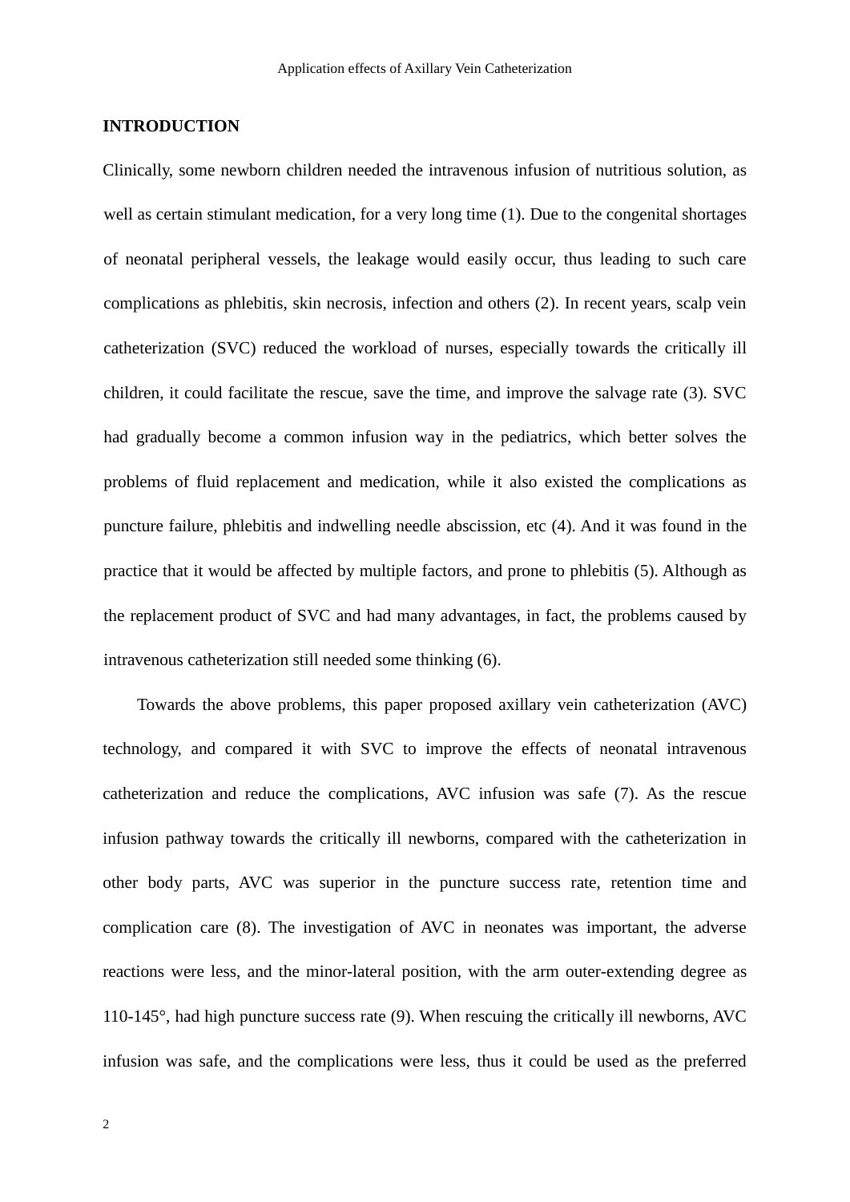## INTRODUCTION

Clinically, some newborn children needed the intravenous infusion of nutritious solution, as well as certain stimulant medication, for a very long time (1). Due to the congenital shortages of neonatal peripheral vessels, the leakage would easily occur, thus leading to such care complications as phlebitis, skin necrosis, infection and others (2). In recent years, scalp vein catheterization (SVC) reduced the workload of nurses, especially towards the critically ill children, it could facilitate the rescue, save the time, and improve the salvage rate (3). SVC had gradually become a common infusion way in the pediatrics, which better solves the problems of fluid replacement and medication, while it also existed the complications as puncture failure, phlebitis and indwelling needle abscission, etc (4). And it was found in the practice that it would be affected by multiple factors, and prone to phlebitis (5). Although as the replacement product of SVC and had many advantages, in fact, the problems caused by intravenous catheterization still needed some thinking (6).

Towards the above problems, this paper proposed axillary vein catheterization (AVC) technology, and compared it with SVC to improve the effects of neonatal intravenous catheterization and reduce the complications, AVC infusion was safe (7). As the rescue infusion pathway towards the critically ill newborns, compared with the catheterization in other body parts, AVC was superior in the puncture success rate, retention time and complication care (8). The investigation of AVC in neonates was important, the adverse reactions were less, and the minor-lateral position, with the arm outer-extending degree as 110-145°, had high puncture success rate (9). When rescuing the critically ill newborns, AVC infusion was safe, and the complications were less, thus it could be used as the preferred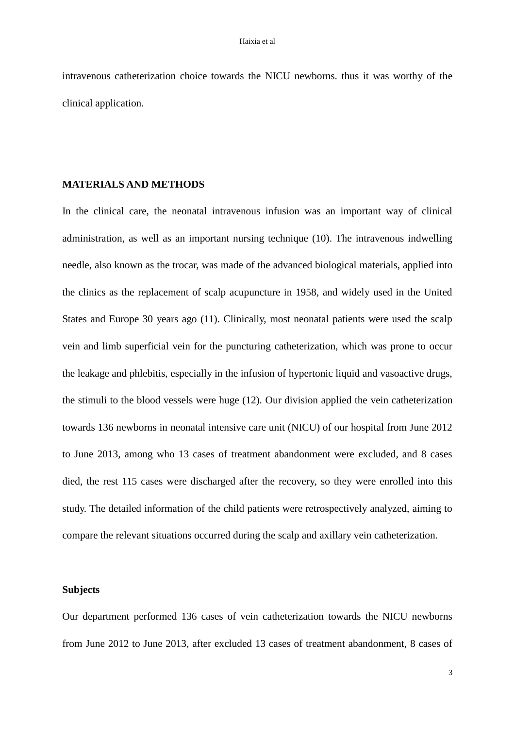intravenous catheterization choice towards the NICU newborns. thus it was worthy of the clinical application.

## MATERIALS AND METHODS

In the clinical care, the neonatal intravenous infusion was an important way of clinical administration, as well as an important nursing technique (10). The intravenous indwelling needle, also known as the trocar, was made of the advanced biological materials, applied into the clinics as the replacement of scalp acupuncture in 1958, and widely used in the United States and Europe 30 years ago (11). Clinically, most neonatal patients were used the scalp vein and limb superficial vein for the puncturing catheterization, which was prone to occur the leakage and phlebitis, especially in the infusion of hypertonic liquid and vasoactive drugs, the stimuli to the blood vessels were huge (12). Our division applied the vein catheterization towards 136 newborns in neonatal intensive care unit (NICU) of our hospital from June 2012 to June 2013, among who 13 cases of treatment abandonment were excluded, and 8 cases died, the rest 115 cases were discharged after the recovery, so they were enrolled into this study. The detailed information of the child patients were retrospectively analyzed, aiming to compare the relevant situations occurred during the scalp and axillary vein catheterization.

### Subjects

Our department performed 136 cases of vein catheterization towards the NICU newborns from June 2012 to June 2013, after excluded 13 cases of treatment abandonment, 8 cases of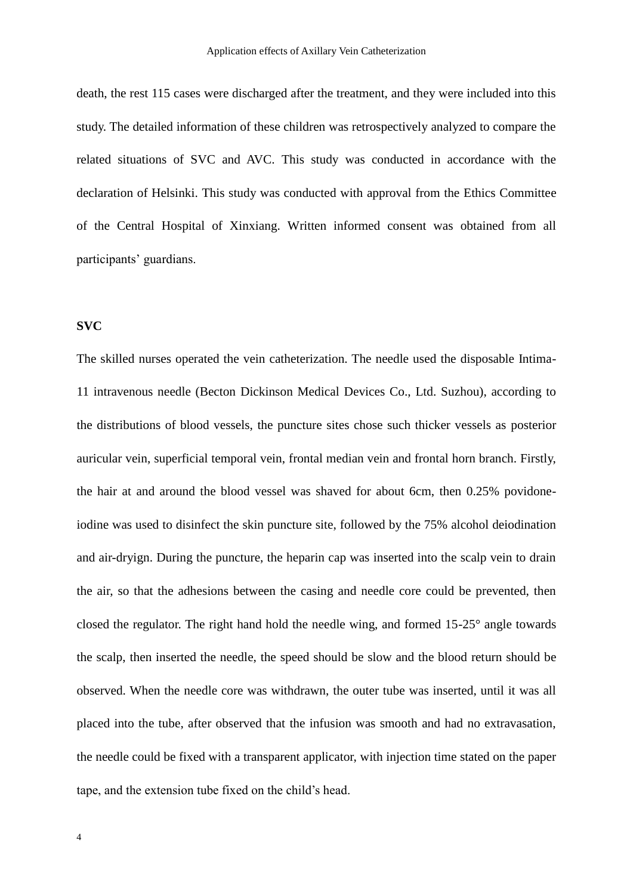death, the rest 115 cases were discharged after the treatment, and they were included into this study. The detailed information of these children was retrospectively analyzed to compare the related situations of SVC and AVC. This study was conducted in accordance with the declaration of Helsinki. This study was conducted with approval from the Ethics Committee of the Central Hospital of Xinxiang. Written informed consent was obtained from all participants' guardians.

## SVC

The skilled nurses operated the vein catheterization. The needle used the disposable Intima-11 intravenous needle (Becton Dickinson Medical Devices Co., Ltd. Suzhou), according to the distributions of blood vessels, the puncture sites chose such thicker vessels as posterior auricular vein, superficial temporal vein, frontal median vein and frontal horn branch. Firstly, the hair at and around the blood vessel was shaved for about 6cm, then 0.25% povidone-iodine was used to disinfect the skin puncture site, followed by the 75% alcohol deiodination and air-dryign. During the puncture, the heparin cap was inserted into the scalp vein to drain the air, so that the adhesions between the casing and needle core could be prevented, then closed the regulator. The right hand hold the needle wing, and formed 15-25° angle towards the scalp, then inserted the needle, the speed should be slow and the blood return should be observed. When the needle core was withdrawn, the outer tube was inserted, until it was all placed into the tube, after observed that the infusion was smooth and had no extravasation, the needle could be fixed with a transparent applicator, with injection time stated on the paper tape, and the extension tube fixed on the child's head.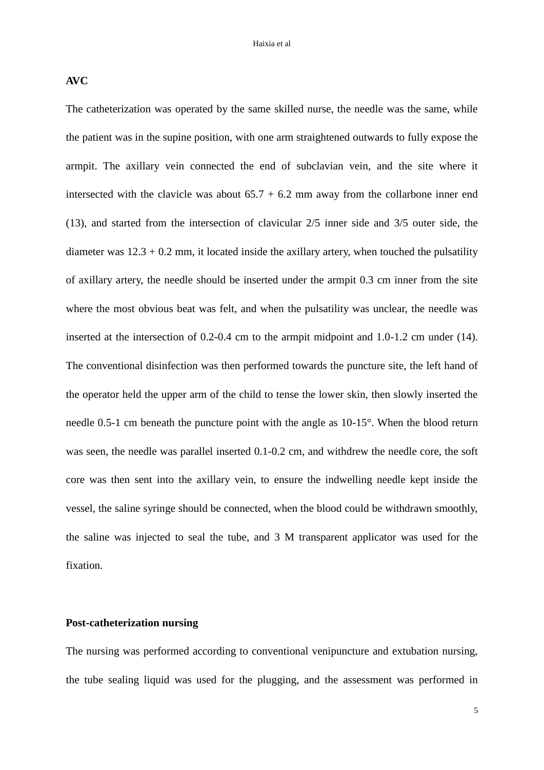**AVC**

The catheterization was operated by the same skilled nurse, the needle was the same, while the patient was in the supine position, with one arm straightened outwards to fully expose the armpit. The axillary vein connected the end of subclavian vein, and the site where it intersected with the clavicle was about 65.7 + 6.2 mm away from the collarbone inner end (13), and started from the intersection of clavicular 2/5 inner side and 3/5 outer side, the diameter was 12.3 + 0.2 mm, it located inside the axillary artery, when touched the pulsatility of axillary artery, the needle should be inserted under the armpit 0.3 cm inner from the site where the most obvious beat was felt, and when the pulsatility was unclear, the needle was inserted at the intersection of 0.2-0.4 cm to the armpit midpoint and 1.0-1.2 cm under (14). The conventional disinfection was then performed towards the puncture site, the left hand of the operator held the upper arm of the child to tense the lower skin, then slowly inserted the needle 0.5-1 cm beneath the puncture point with the angle as 10-15°. When the blood return was seen, the needle was parallel inserted 0.1-0.2 cm, and withdrew the needle core, the soft core was then sent into the axillary vein, to ensure the indwelling needle kept inside the vessel, the saline syringe should be connected, when the blood could be withdrawn smoothly, the saline was injected to seal the tube, and 3 M transparent applicator was used for the fixation.

**Post-catheterization nursing**

The nursing was performed according to conventional venipuncture and extubation nursing, the tube sealing liquid was used for the plugging, and the assessment was performed in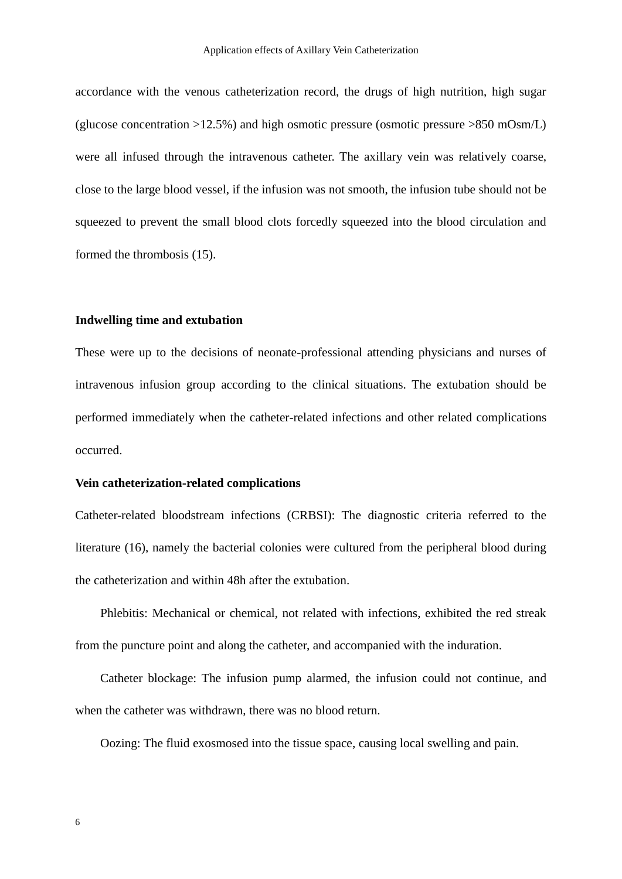accordance with the venous catheterization record, the drugs of high nutrition, high sugar (glucose concentration >12.5%) and high osmotic pressure (osmotic pressure >850 mOsm/L) were all infused through the intravenous catheter. The axillary vein was relatively coarse, close to the large blood vessel, if the infusion was not smooth, the infusion tube should not be squeezed to prevent the small blood clots forcedly squeezed into the blood circulation and formed the thrombosis (15).

**Indwelling time and extubation**

These were up to the decisions of neonate-professional attending physicians and nurses of intravenous infusion group according to the clinical situations. The extubation should be performed immediately when the catheter-related infections and other related complications occurred.

**Vein catheterization-related complications**

Catheter-related bloodstream infections (CRBSI): The diagnostic criteria referred to the literature (16), namely the bacterial colonies were cultured from the peripheral blood during the catheterization and within 48h after the extubation.

Phlebitis: Mechanical or chemical, not related with infections, exhibited the red streak from the puncture point and along the catheter, and accompanied with the induration.

Catheter blockage: The infusion pump alarmed, the infusion could not continue, and when the catheter was withdrawn, there was no blood return.

Oozing: The fluid exosmosed into the tissue space, causing local swelling and pain.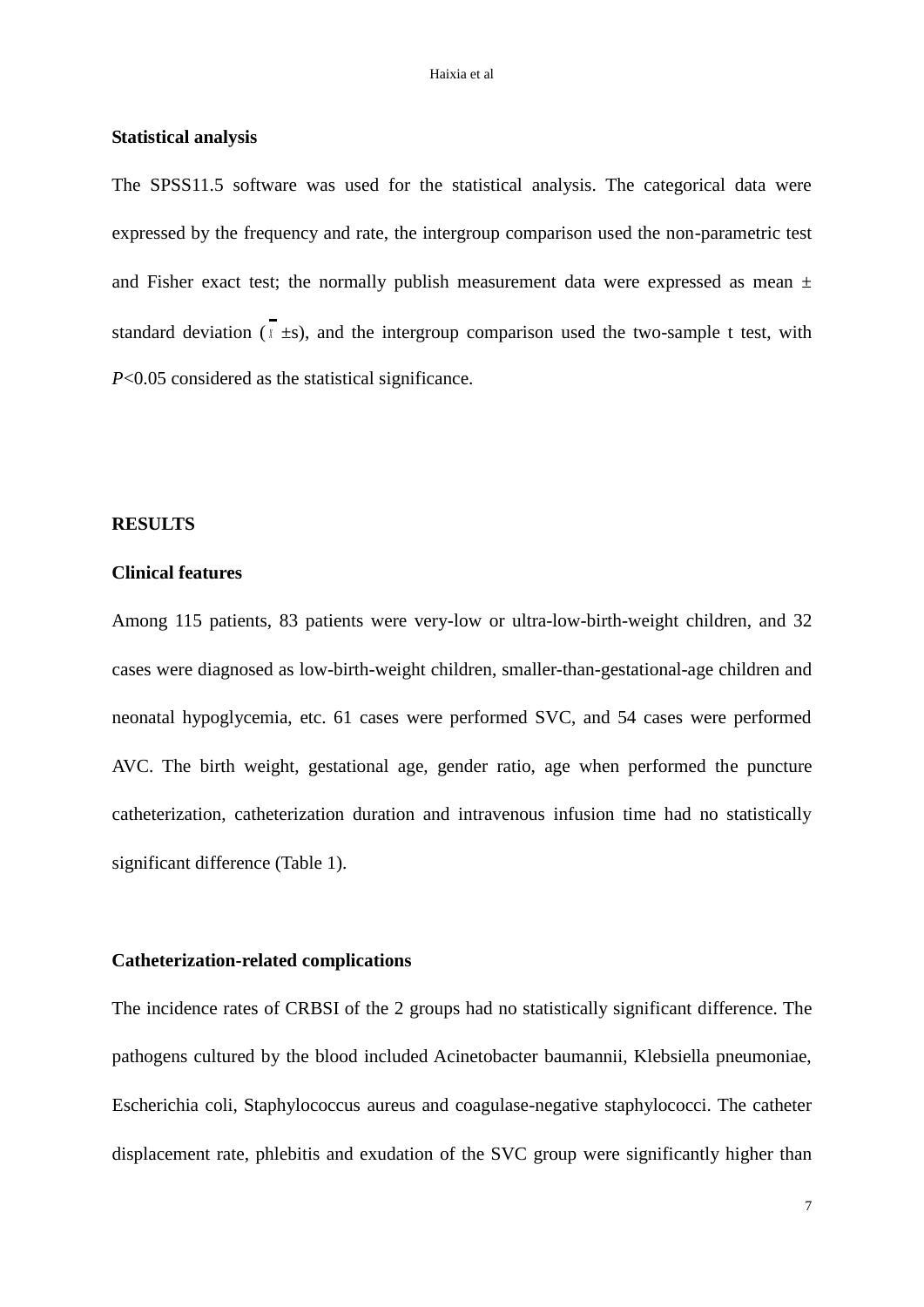**Statistical analysis**

The SPSS11.5 software was used for the statistical analysis. The categorical data were expressed by the frequency and rate, the intergroup comparison used the non-parametric test and Fisher exact test; the normally publish measurement data were expressed as mean ± standard deviation ($\bar{x}$ ±s), and the intergroup comparison used the two-sample t test, with *P*<0.05 considered as the statistical significance.

## RESULTS

**Clinical features**

Among 115 patients, 83 patients were very-low or ultra-low-birth-weight children, and 32 cases were diagnosed as low-birth-weight children, smaller-than-gestational-age children and neonatal hypoglycemia, etc. 61 cases were performed SVC, and 54 cases were performed AVC. The birth weight, gestational age, gender ratio, age when performed the puncture catheterization, catheterization duration and intravenous infusion time had no statistically significant difference (Table 1).

**Catheterization-related complications**

The incidence rates of CRBSI of the 2 groups had no statistically significant difference. The pathogens cultured by the blood included Acinetobacter baumannii, Klebsiella pneumoniae, Escherichia coli, Staphylococcus aureus and coagulase-negative staphylococci. The catheter displacement rate, phlebitis and exudation of the SVC group were significantly higher than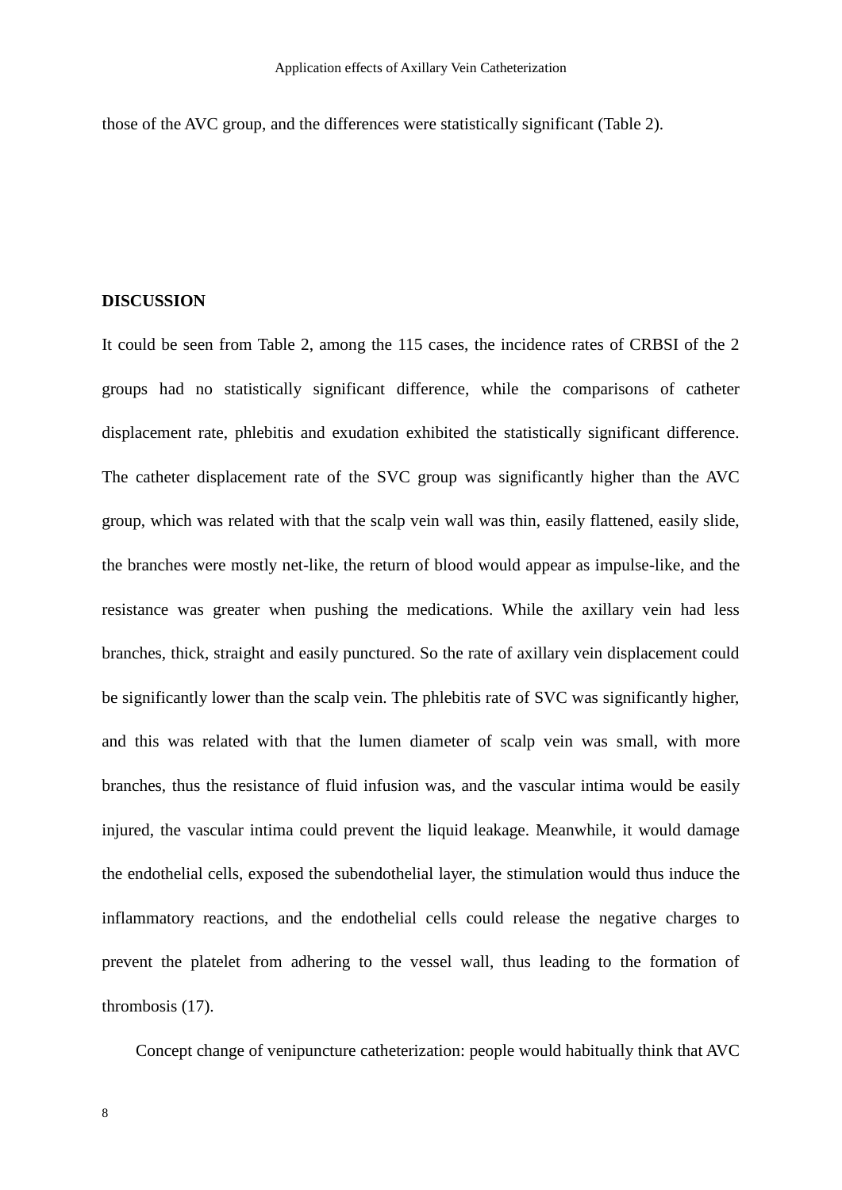those of the AVC group, and the differences were statistically significant (Table 2).

## DISCUSSION

It could be seen from Table 2, among the 115 cases, the incidence rates of CRBSI of the 2 groups had no statistically significant difference, while the comparisons of catheter displacement rate, phlebitis and exudation exhibited the statistically significant difference. The catheter displacement rate of the SVC group was significantly higher than the AVC group, which was related with that the scalp vein wall was thin, easily flattened, easily slide, the branches were mostly net-like, the return of blood would appear as impulse-like, and the resistance was greater when pushing the medications. While the axillary vein had less branches, thick, straight and easily punctured. So the rate of axillary vein displacement could be significantly lower than the scalp vein. The phlebitis rate of SVC was significantly higher, and this was related with that the lumen diameter of scalp vein was small, with more branches, thus the resistance of fluid infusion was, and the vascular intima would be easily injured, the vascular intima could prevent the liquid leakage. Meanwhile, it would damage the endothelial cells, exposed the subendothelial layer, the stimulation would thus induce the inflammatory reactions, and the endothelial cells could release the negative charges to prevent the platelet from adhering to the vessel wall, thus leading to the formation of thrombosis (17).

Concept change of venipuncture catheterization: people would habitually think that AVC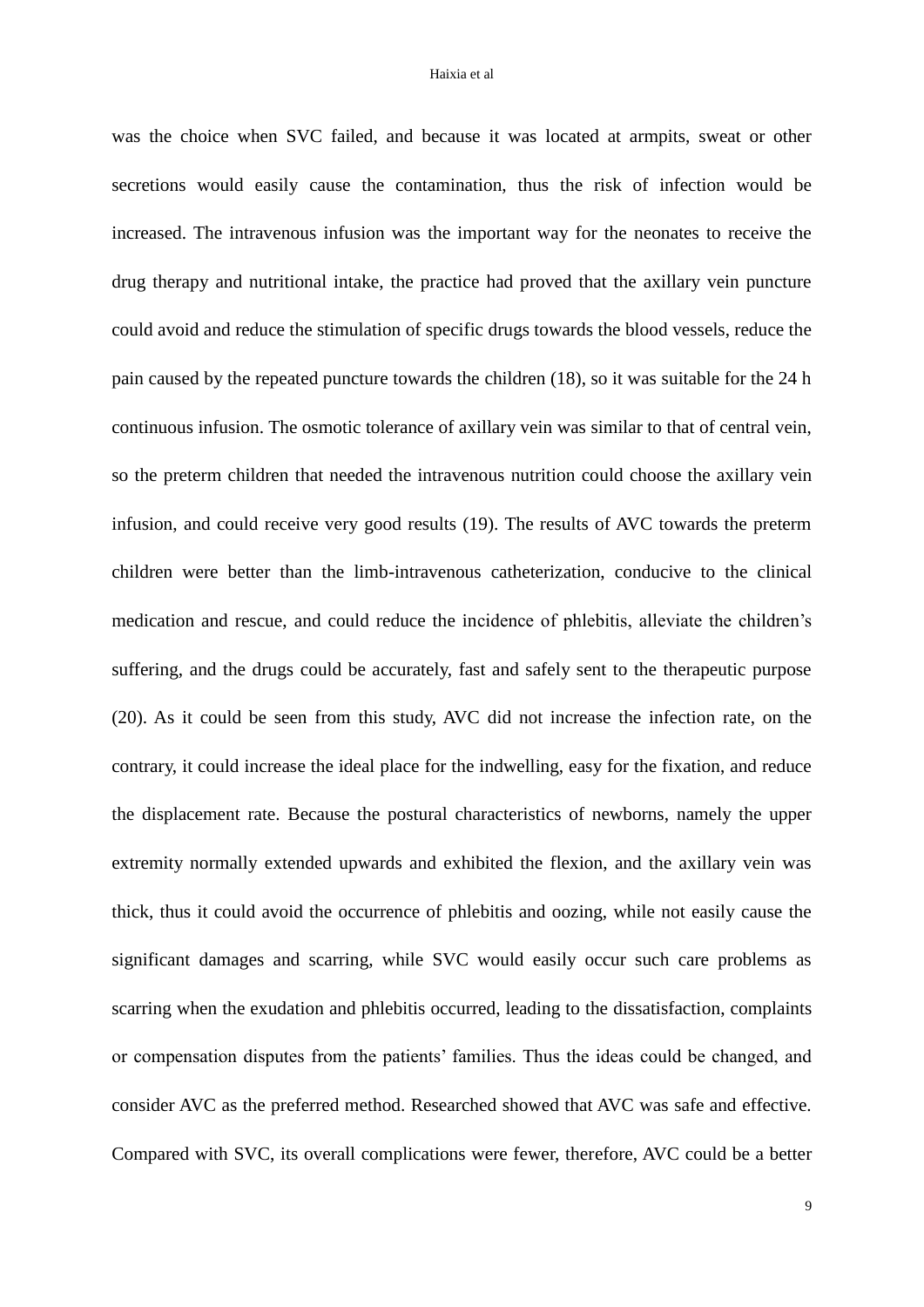was the choice when SVC failed, and because it was located at armpits, sweat or other secretions would easily cause the contamination, thus the risk of infection would be increased. The intravenous infusion was the important way for the neonates to receive the drug therapy and nutritional intake, the practice had proved that the axillary vein puncture could avoid and reduce the stimulation of specific drugs towards the blood vessels, reduce the pain caused by the repeated puncture towards the children (18), so it was suitable for the 24 h continuous infusion. The osmotic tolerance of axillary vein was similar to that of central vein, so the preterm children that needed the intravenous nutrition could choose the axillary vein infusion, and could receive very good results (19). The results of AVC towards the preterm children were better than the limb-intravenous catheterization, conducive to the clinical medication and rescue, and could reduce the incidence of phlebitis, alleviate the children's suffering, and the drugs could be accurately, fast and safely sent to the therapeutic purpose (20). As it could be seen from this study, AVC did not increase the infection rate, on the contrary, it could increase the ideal place for the indwelling, easy for the fixation, and reduce the displacement rate. Because the postural characteristics of newborns, namely the upper extremity normally extended upwards and exhibited the flexion, and the axillary vein was thick, thus it could avoid the occurrence of phlebitis and oozing, while not easily cause the significant damages and scarring, while SVC would easily occur such care problems as scarring when the exudation and phlebitis occurred, leading to the dissatisfaction, complaints or compensation disputes from the patients' families. Thus the ideas could be changed, and consider AVC as the preferred method. Researched showed that AVC was safe and effective. Compared with SVC, its overall complications were fewer, therefore, AVC could be a better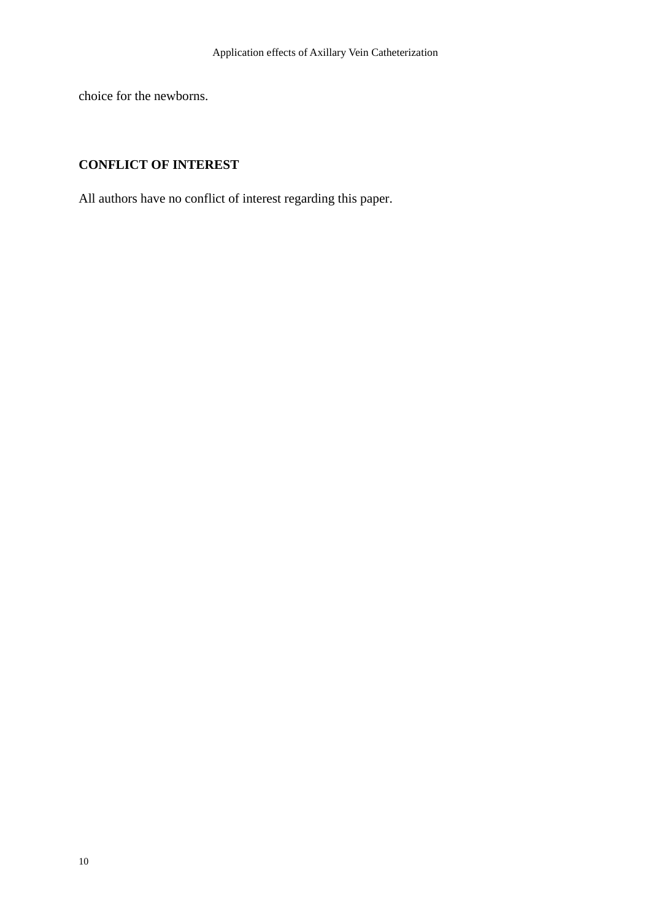choice for the newborns.

## CONFLICT OF INTEREST

All authors have no conflict of interest regarding this paper.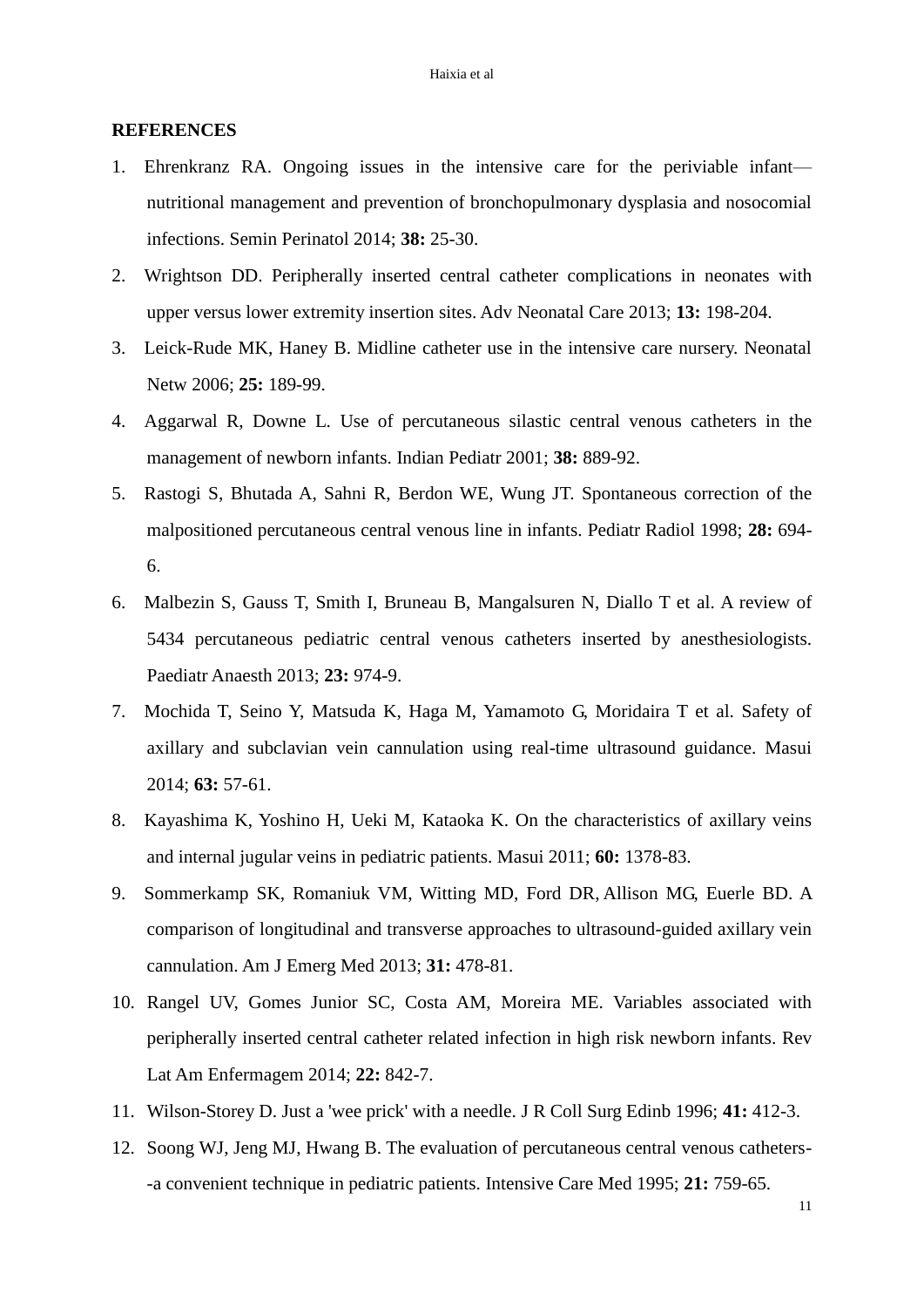## REFERENCES

1. Ehrenkranz RA. Ongoing issues in the intensive care for the periviable infant—nutritional management and prevention of bronchopulmonary dysplasia and nosocomial infections. Semin Perinatol 2014; **38:** 25-30.
2. Wrightson DD. Peripherally inserted central catheter complications in neonates with upper versus lower extremity insertion sites. Adv Neonatal Care 2013; **13:** 198-204.
3. Leick-Rude MK, Haney B. Midline catheter use in the intensive care nursery. Neonatal Netw 2006; **25:** 189-99.
4. Aggarwal R, Downe L. Use of percutaneous silastic central venous catheters in the management of newborn infants. Indian Pediatr 2001; **38:** 889-92.
5. Rastogi S, Bhutada A, Sahni R, Berdon WE, Wung JT. Spontaneous correction of the malpositioned percutaneous central venous line in infants. Pediatr Radiol 1998; **28:** 694-6.
6. Malbezin S, Gauss T, Smith I, Bruneau B, Mangalsuren N, Diallo T et al. A review of 5434 percutaneous pediatric central venous catheters inserted by anesthesiologists. Paediatr Anaesth 2013; **23:** 974-9.
7. Mochida T, Seino Y, Matsuda K, Haga M, Yamamoto G, Moridaira T et al. Safety of axillary and subclavian vein cannulation using real-time ultrasound guidance. Masui 2014; **63:** 57-61.
8. Kayashima K, Yoshino H, Ueki M, Kataoka K. On the characteristics of axillary veins and internal jugular veins in pediatric patients. Masui 2011; **60:** 1378-83.
9. Sommerkamp SK, Romaniuk VM, Witting MD, Ford DR, Allison MG, Euerle BD. A comparison of longitudinal and transverse approaches to ultrasound-guided axillary vein cannulation. Am J Emerg Med 2013; **31:** 478-81.
10. Rangel UV, Gomes Junior SC, Costa AM, Moreira ME. Variables associated with peripherally inserted central catheter related infection in high risk newborn infants. Rev Lat Am Enfermagem 2014; **22:** 842-7.
11. Wilson-Storey D. Just a 'wee prick' with a needle. J R Coll Surg Edinb 1996; **41:** 412-3.
12. Soong WJ, Jeng MJ, Hwang B. The evaluation of percutaneous central venous catheters--a convenient technique in pediatric patients. Intensive Care Med 1995; **21:** 759-65.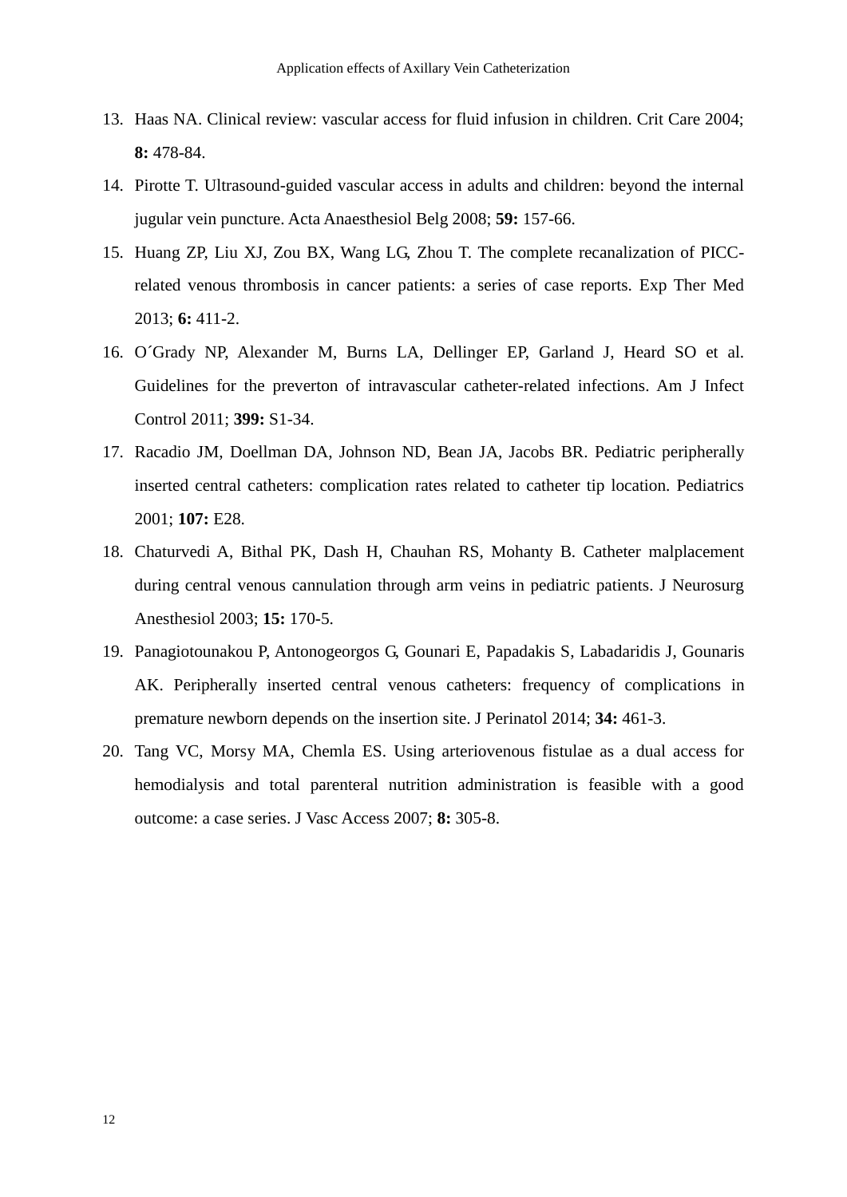13. Haas NA. Clinical review: vascular access for fluid infusion in children. Crit Care 2004; **8:** 478-84.
14. Pirotte T. Ultrasound-guided vascular access in adults and children: beyond the internal jugular vein puncture. Acta Anaesthesiol Belg 2008; **59:** 157-66.
15. Huang ZP, Liu XJ, Zou BX, Wang LG, Zhou T. The complete recanalization of PICC-related venous thrombosis in cancer patients: a series of case reports. Exp Ther Med 2013; **6:** 411-2.
16. O´Grady NP, Alexander M, Burns LA, Dellinger EP, Garland J, Heard SO et al. Guidelines for the preverton of intravascular catheter-related infections. Am J Infect Control 2011; **399:** S1-34.
17. Racadio JM, Doellman DA, Johnson ND, Bean JA, Jacobs BR. Pediatric peripherally inserted central catheters: complication rates related to catheter tip location. Pediatrics 2001; **107:** E28.
18. Chaturvedi A, Bithal PK, Dash H, Chauhan RS, Mohanty B. Catheter malplacement during central venous cannulation through arm veins in pediatric patients. J Neurosurg Anesthesiol 2003; **15:** 170-5.
19. Panagiotounakou P, Antonogeorgos G, Gounari E, Papadakis S, Labadaridis J, Gounaris AK. Peripherally inserted central venous catheters: frequency of complications in premature newborn depends on the insertion site. J Perinatol 2014; **34:** 461-3.
20. Tang VC, Morsy MA, Chemla ES. Using arteriovenous fistulae as a dual access for hemodialysis and total parenteral nutrition administration is feasible with a good outcome: a case series. J Vasc Access 2007; **8:** 305-8.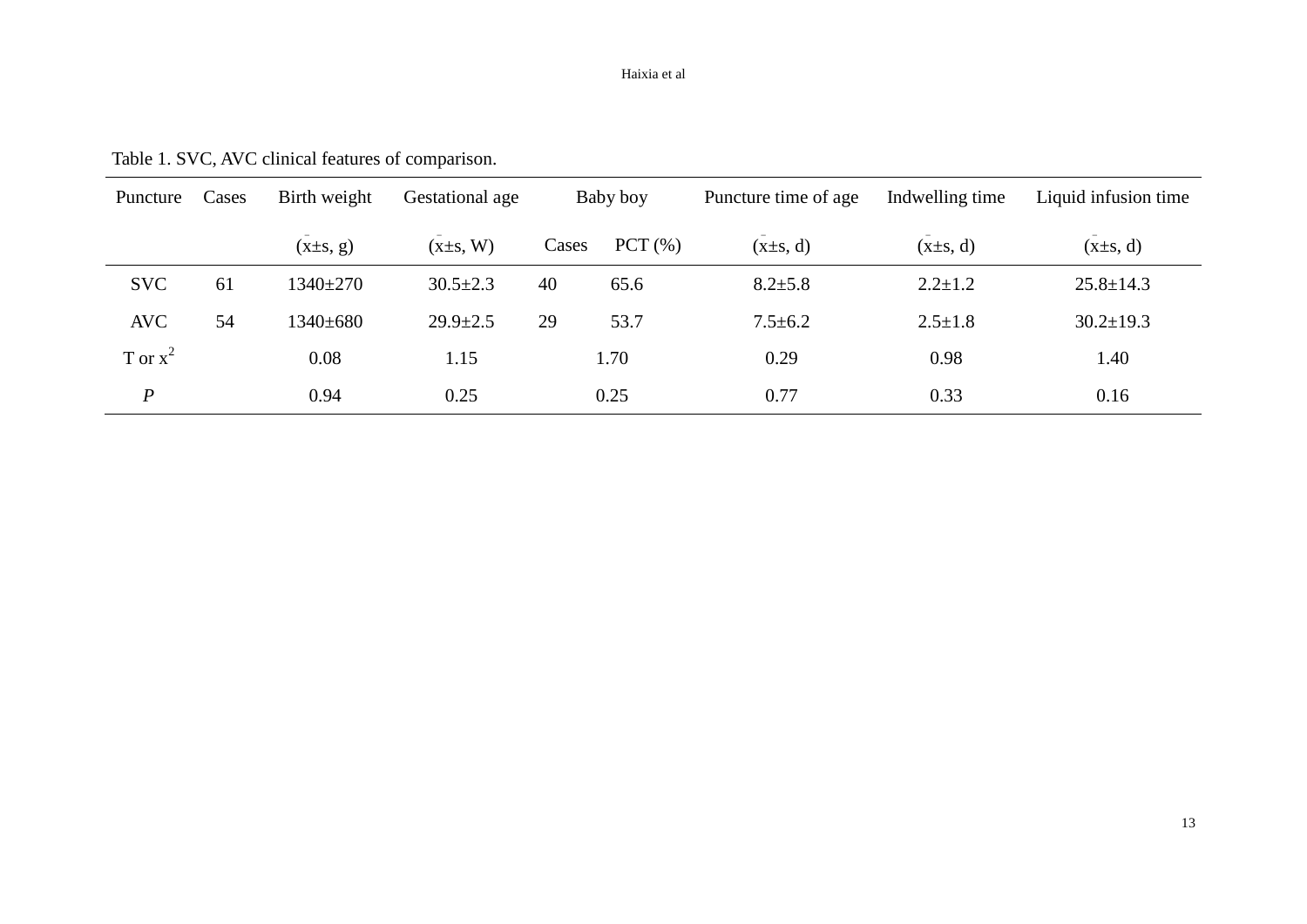Table 1. SVC, AVC clinical features of comparison.

| Puncture | Cases | Birth weight | Gestational age | Baby boy | | Puncture time of age | Indwelling time | Liquid infusion time |
|---|---|---|---|---|---|---|---|---|
| | | ($\bar{x}$±s, g) | ($\bar{x}$±s, W) | Cases | PCT (%) | ($\bar{x}$±s, d) | ($\bar{x}$±s, d) | ($\bar{x}$±s, d) |
| SVC | 61 | 1340±270 | 30.5±2.3 | 40 | 65.6 | 8.2±5.8 | 2.2±1.2 | 25.8±14.3 |
| AVC | 54 | 1340±680 | 29.9±2.5 | 29 | 53.7 | 7.5±6.2 | 2.5±1.8 | 30.2±19.3 |
| T or $x^2$ | | 0.08 | 1.15 | 1.70 | | 0.29 | 0.98 | 1.40 |
| *P* | | 0.94 | 0.25 | 0.25 | | 0.77 | 0.33 | 0.16 |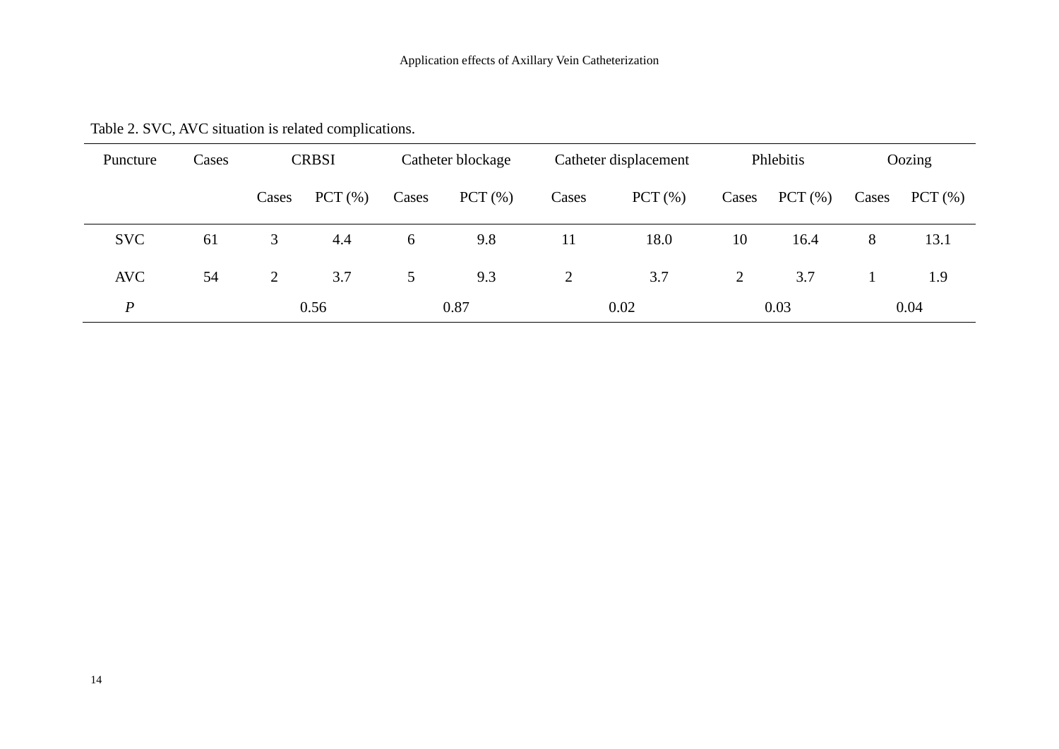Table 2. SVC, AVC situation is related complications.

| Puncture | Cases | CRBSI | | Catheter blockage | | Catheter displacement | | Phlebitis | | Oozing | |
|---|---|---|---|---|---|---|---|---|---|---|---|
| | | Cases | PCT (%) | Cases | PCT (%) | Cases | PCT (%) | Cases | PCT (%) | Cases | PCT (%) |
| SVC | 61 | 3 | 4.4 | 6 | 9.8 | 11 | 18.0 | 10 | 16.4 | 8 | 13.1 |
| AVC | 54 | 2 | 3.7 | 5 | 9.3 | 2 | 3.7 | 2 | 3.7 | 1 | 1.9 |
| *P* | | 0.56 | | 0.87 | | 0.02 | | 0.03 | | 0.04 | |